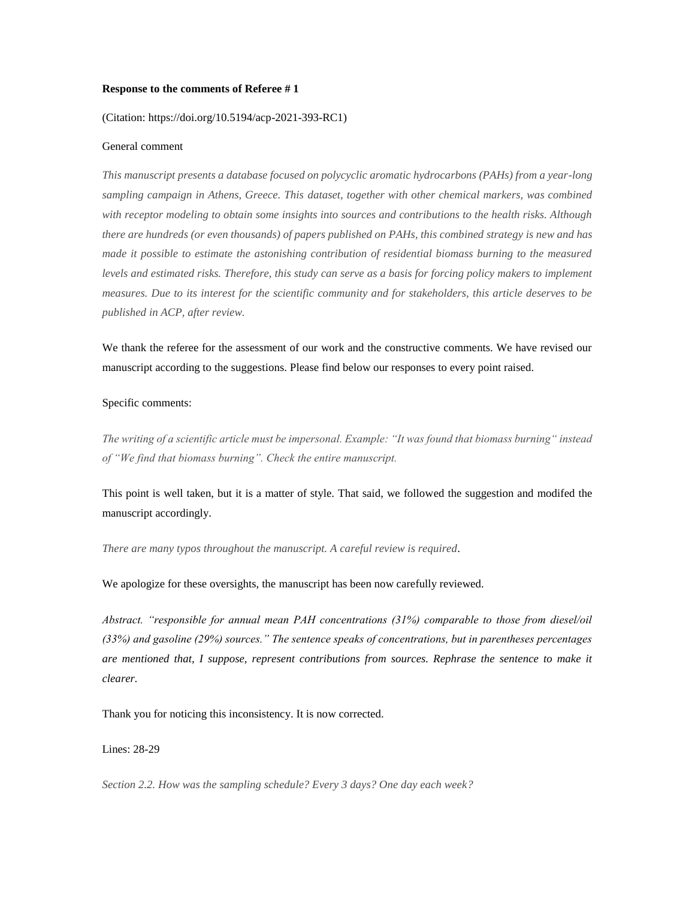**Response to the comments of Referee # 1**

(Citation: https://doi.org/10.5194/acp-2021-393-RC1)

General comment

*This manuscript presents a database focused on polycyclic aromatic hydrocarbons (PAHs) from a year-long sampling campaign in Athens, Greece. This dataset, together with other chemical markers, was combined with receptor modeling to obtain some insights into sources and contributions to the health risks. Although there are hundreds (or even thousands) of papers published on PAHs, this combined strategy is new and has made it possible to estimate the astonishing contribution of residential biomass burning to the measured levels and estimated risks. Therefore, this study can serve as a basis for forcing policy makers to implement measures. Due to its interest for the scientific community and for stakeholders, this article deserves to be published in ACP, after review.*

We thank the referee for the assessment of our work and the constructive comments. We have revised our manuscript according to the suggestions. Please find below our responses to every point raised.

Specific comments:

*The writing of a scientific article must be impersonal. Example: "It was found that biomass burning" instead of "We find that biomass burning". Check the entire manuscript.*

This point is well taken, but it is a matter of style. That said, we followed the suggestion and modifed the manuscript accordingly.

*There are many typos throughout the manuscript. A careful review is required*.

We apologize for these oversights, the manuscript has been now carefully reviewed.

*Abstract. "responsible for annual mean PAH concentrations (31%) comparable to those from diesel/oil (33%) and gasoline (29%) sources." The sentence speaks of concentrations, but in parentheses percentages are mentioned that, I suppose, represent contributions from sources. Rephrase the sentence to make it clearer.*

Thank you for noticing this inconsistency. It is now corrected.

Lines: 28-29

*Section 2.2. How was the sampling schedule? Every 3 days? One day each week?*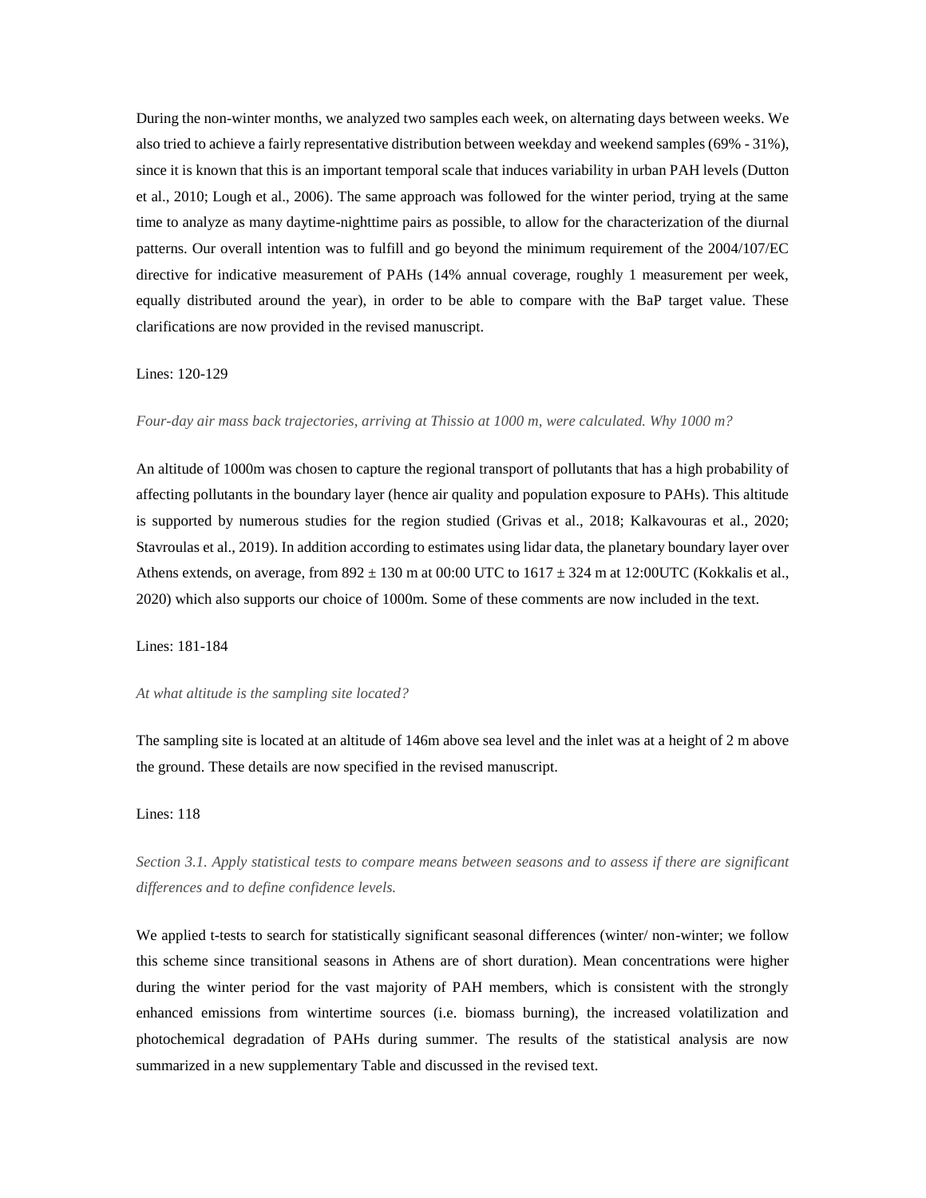During the non-winter months, we analyzed two samples each week, on alternating days between weeks. We also tried to achieve a fairly representative distribution between weekday and weekend samples (69% - 31%), since it is known that this is an important temporal scale that induces variability in urban PAH levels (Dutton et al., 2010; Lough et al., 2006). The same approach was followed for the winter period, trying at the same time to analyze as many daytime-nighttime pairs as possible, to allow for the characterization of the diurnal patterns. Our overall intention was to fulfill and go beyond the minimum requirement of the 2004/107/EC directive for indicative measurement of PAHs (14% annual coverage, roughly 1 measurement per week, equally distributed around the year), in order to be able to compare with the BaP target value. These clarifications are now provided in the revised manuscript.

Lines: 120-129

*Four-day air mass back trajectories, arriving at Thissio at 1000 m, were calculated. Why 1000 m?*

An altitude of 1000m was chosen to capture the regional transport of pollutants that has a high probability of affecting pollutants in the boundary layer (hence air quality and population exposure to PAHs). This altitude is supported by numerous studies for the region studied (Grivas et al., 2018; Kalkavouras et al., 2020; Stavroulas et al., 2019). In addition according to estimates using lidar data, the planetary boundary layer over Athens extends, on average, from 892 ± 130 m at 00:00 UTC to 1617 ± 324 m at 12:00UTC (Kokkalis et al., 2020) which also supports our choice of 1000m. Some of these comments are now included in the text.

Lines: 181-184

*At what altitude is the sampling site located?*

The sampling site is located at an altitude of 146m above sea level and the inlet was at a height of 2 m above the ground. These details are now specified in the revised manuscript.

Lines: 118

*Section 3.1. Apply statistical tests to compare means between seasons and to assess if there are significant differences and to define confidence levels.*

We applied t-tests to search for statistically significant seasonal differences (winter/ non-winter; we follow this scheme since transitional seasons in Athens are of short duration). Mean concentrations were higher during the winter period for the vast majority of PAH members, which is consistent with the strongly enhanced emissions from wintertime sources (i.e. biomass burning), the increased volatilization and photochemical degradation of PAHs during summer. The results of the statistical analysis are now summarized in a new supplementary Table and discussed in the revised text.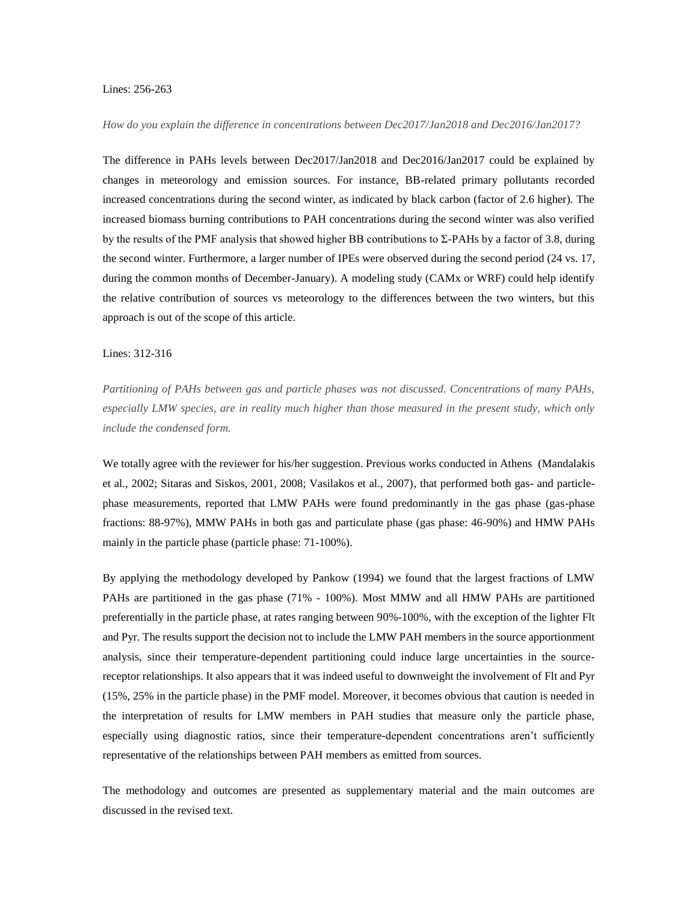Lines: 256-263

*How do you explain the difference in concentrations between Dec2017/Jan2018 and Dec2016/Jan2017?*

The difference in PAHs levels between Dec2017/Jan2018 and Dec2016/Jan2017 could be explained by changes in meteorology and emission sources. For instance, BB-related primary pollutants recorded increased concentrations during the second winter, as indicated by black carbon (factor of 2.6 higher). The increased biomass burning contributions to PAH concentrations during the second winter was also verified by the results of the PMF analysis that showed higher BB contributions to Σ-PAHs by a factor of 3.8, during the second winter. Furthermore, a larger number of IPEs were observed during the second period (24 vs. 17, during the common months of December-January). A modeling study (CAMx or WRF) could help identify the relative contribution of sources vs meteorology to the differences between the two winters, but this approach is out of the scope of this article.

Lines: 312-316

*Partitioning of PAHs between gas and particle phases was not discussed. Concentrations of many PAHs, especially LMW species, are in reality much higher than those measured in the present study, which only include the condensed form.*

We totally agree with the reviewer for his/her suggestion. Previous works conducted in Athens (Mandalakis et al., 2002; Sitaras and Siskos, 2001, 2008; Vasilakos et al., 2007), that performed both gas- and particle-phase measurements, reported that LMW PAHs were found predominantly in the gas phase (gas-phase fractions: 88-97%), MMW PAHs in both gas and particulate phase (gas phase: 46-90%) and HMW PAHs mainly in the particle phase (particle phase: 71-100%).

By applying the methodology developed by Pankow (1994) we found that the largest fractions of LMW PAHs are partitioned in the gas phase (71% - 100%). Most MMW and all HMW PAHs are partitioned preferentially in the particle phase, at rates ranging between 90%-100%, with the exception of the lighter Flt and Pyr. The results support the decision not to include the LMW PAH members in the source apportionment analysis, since their temperature-dependent partitioning could induce large uncertainties in the source-receptor relationships. It also appears that it was indeed useful to downweight the involvement of Flt and Pyr (15%, 25% in the particle phase) in the PMF model. Moreover, it becomes obvious that caution is needed in the interpretation of results for LMW members in PAH studies that measure only the particle phase, especially using diagnostic ratios, since their temperature-dependent concentrations aren't sufficiently representative of the relationships between PAH members as emitted from sources.

The methodology and outcomes are presented as supplementary material and the main outcomes are discussed in the revised text.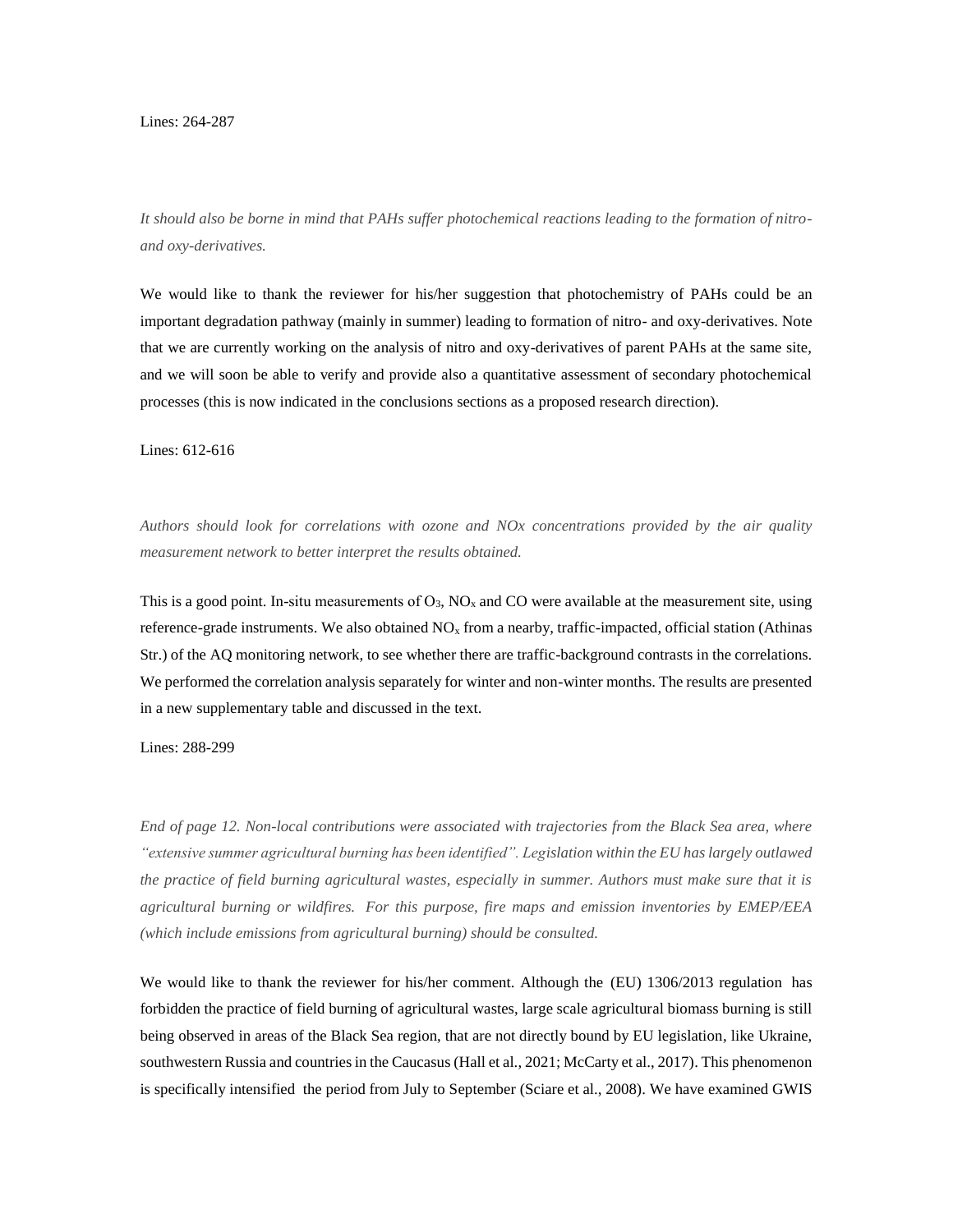Lines: 264-287

*It should also be borne in mind that PAHs suffer photochemical reactions leading to the formation of nitro- and oxy-derivatives.*

We would like to thank the reviewer for his/her suggestion that photochemistry of PAHs could be an important degradation pathway (mainly in summer) leading to formation of nitro- and oxy-derivatives. Note that we are currently working on the analysis of nitro and oxy-derivatives of parent PAHs at the same site, and we will soon be able to verify and provide also a quantitative assessment of secondary photochemical processes (this is now indicated in the conclusions sections as a proposed research direction).

Lines: 612-616

*Authors should look for correlations with ozone and NOx concentrations provided by the air quality measurement network to better interpret the results obtained.*

This is a good point. In-situ measurements of $O_3$, $NO_x$ and CO were available at the measurement site, using reference-grade instruments. We also obtained $NO_x$ from a nearby, traffic-impacted, official station (Athinas Str.) of the AQ monitoring network, to see whether there are traffic-background contrasts in the correlations. We performed the correlation analysis separately for winter and non-winter months. The results are presented in a new supplementary table and discussed in the text.

Lines: 288-299

*End of page 12. Non-local contributions were associated with trajectories from the Black Sea area, where "extensive summer agricultural burning has been identified". Legislation within the EU has largely outlawed the practice of field burning agricultural wastes, especially in summer. Authors must make sure that it is agricultural burning or wildfires. For this purpose, fire maps and emission inventories by EMEP/EEA (which include emissions from agricultural burning) should be consulted.*

We would like to thank the reviewer for his/her comment. Although the (EU) 1306/2013 regulation has forbidden the practice of field burning of agricultural wastes, large scale agricultural biomass burning is still being observed in areas of the Black Sea region, that are not directly bound by EU legislation, like Ukraine, southwestern Russia and countries in the Caucasus (Hall et al., 2021; McCarty et al., 2017). This phenomenon is specifically intensified the period from July to September (Sciare et al., 2008). We have examined GWIS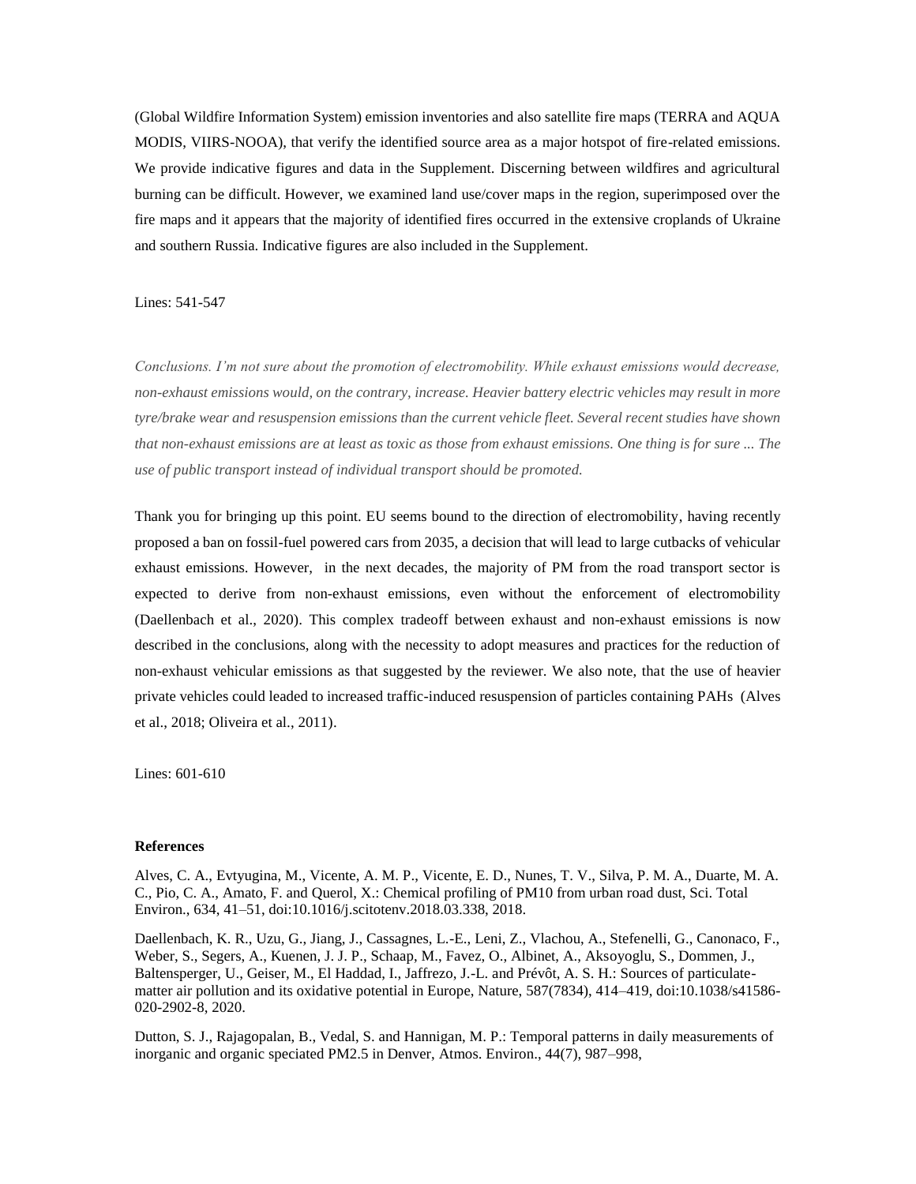(Global Wildfire Information System) emission inventories and also satellite fire maps (TERRA and AQUA MODIS, VIIRS-NOOA), that verify the identified source area as a major hotspot of fire-related emissions. We provide indicative figures and data in the Supplement. Discerning between wildfires and agricultural burning can be difficult. However, we examined land use/cover maps in the region, superimposed over the fire maps and it appears that the majority of identified fires occurred in the extensive croplands of Ukraine and southern Russia. Indicative figures are also included in the Supplement.

Lines: 541-547

*Conclusions. I'm not sure about the promotion of electromobility. While exhaust emissions would decrease, non-exhaust emissions would, on the contrary, increase. Heavier battery electric vehicles may result in more tyre/brake wear and resuspension emissions than the current vehicle fleet. Several recent studies have shown that non-exhaust emissions are at least as toxic as those from exhaust emissions. One thing is for sure ... The use of public transport instead of individual transport should be promoted.*

Thank you for bringing up this point. EU seems bound to the direction of electromobility, having recently proposed a ban on fossil-fuel powered cars from 2035, a decision that will lead to large cutbacks of vehicular exhaust emissions. However, in the next decades, the majority of PM from the road transport sector is expected to derive from non-exhaust emissions, even without the enforcement of electromobility (Daellenbach et al., 2020). This complex tradeoff between exhaust and non-exhaust emissions is now described in the conclusions, along with the necessity to adopt measures and practices for the reduction of non-exhaust vehicular emissions as that suggested by the reviewer. We also note, that the use of heavier private vehicles could leaded to increased traffic-induced resuspension of particles containing PAHs (Alves et al., 2018; Oliveira et al., 2011).

Lines: 601-610

**References**

Alves, C. A., Evtyugina, M., Vicente, A. M. P., Vicente, E. D., Nunes, T. V., Silva, P. M. A., Duarte, M. A. C., Pio, C. A., Amato, F. and Querol, X.: Chemical profiling of PM10 from urban road dust, Sci. Total Environ., 634, 41–51, doi:10.1016/j.scitotenv.2018.03.338, 2018.

Daellenbach, K. R., Uzu, G., Jiang, J., Cassagnes, L.-E., Leni, Z., Vlachou, A., Stefenelli, G., Canonaco, F., Weber, S., Segers, A., Kuenen, J. J. P., Schaap, M., Favez, O., Albinet, A., Aksoyoglu, S., Dommen, J., Baltensperger, U., Geiser, M., El Haddad, I., Jaffrezo, J.-L. and Prévôt, A. S. H.: Sources of particulate-matter air pollution and its oxidative potential in Europe, Nature, 587(7834), 414–419, doi:10.1038/s41586-020-2902-8, 2020.

Dutton, S. J., Rajagopalan, B., Vedal, S. and Hannigan, M. P.: Temporal patterns in daily measurements of inorganic and organic speciated PM2.5 in Denver, Atmos. Environ., 44(7), 987–998,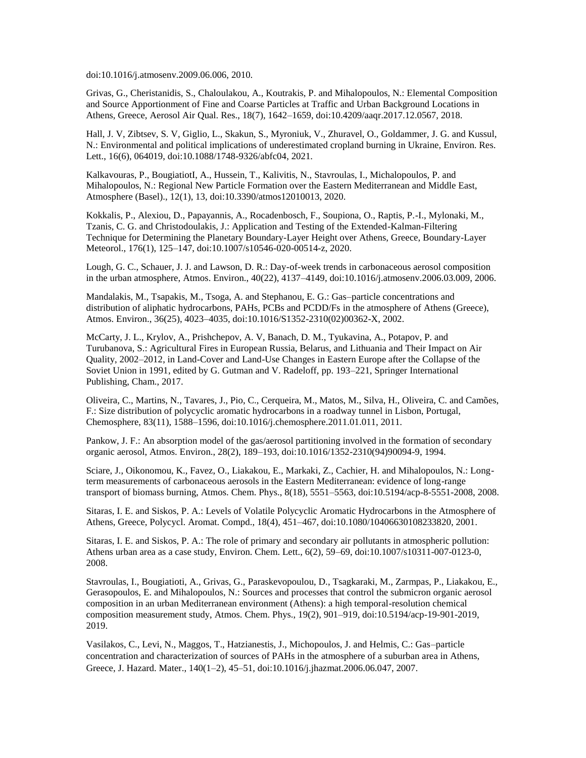doi:10.1016/j.atmosenv.2009.06.006, 2010.

Grivas, G., Cheristanidis, S., Chaloulakou, A., Koutrakis, P. and Mihalopoulos, N.: Elemental Composition and Source Apportionment of Fine and Coarse Particles at Traffic and Urban Background Locations in Athens, Greece, Aerosol Air Qual. Res., 18(7), 1642–1659, doi:10.4209/aaqr.2017.12.0567, 2018.

Hall, J. V, Zibtsev, S. V, Giglio, L., Skakun, S., Myroniuk, V., Zhuravel, O., Goldammer, J. G. and Kussul, N.: Environmental and political implications of underestimated cropland burning in Ukraine, Environ. Res. Lett., 16(6), 064019, doi:10.1088/1748-9326/abfc04, 2021.

Kalkavouras, P., BougiatiotI, A., Hussein, T., Kalivitis, N., Stavroulas, I., Michalopoulos, P. and Mihalopoulos, N.: Regional New Particle Formation over the Eastern Mediterranean and Middle East, Atmosphere (Basel)., 12(1), 13, doi:10.3390/atmos12010013, 2020.

Kokkalis, P., Alexiou, D., Papayannis, A., Rocadenbosch, F., Soupiona, O., Raptis, P.-I., Mylonaki, M., Tzanis, C. G. and Christodoulakis, J.: Application and Testing of the Extended-Kalman-Filtering Technique for Determining the Planetary Boundary-Layer Height over Athens, Greece, Boundary-Layer Meteorol., 176(1), 125–147, doi:10.1007/s10546-020-00514-z, 2020.

Lough, G. C., Schauer, J. J. and Lawson, D. R.: Day-of-week trends in carbonaceous aerosol composition in the urban atmosphere, Atmos. Environ., 40(22), 4137–4149, doi:10.1016/j.atmosenv.2006.03.009, 2006.

Mandalakis, M., Tsapakis, M., Tsoga, A. and Stephanou, E. G.: Gas–particle concentrations and distribution of aliphatic hydrocarbons, PAHs, PCBs and PCDD/Fs in the atmosphere of Athens (Greece), Atmos. Environ., 36(25), 4023–4035, doi:10.1016/S1352-2310(02)00362-X, 2002.

McCarty, J. L., Krylov, A., Prishchepov, A. V, Banach, D. M., Tyukavina, A., Potapov, P. and Turubanova, S.: Agricultural Fires in European Russia, Belarus, and Lithuania and Their Impact on Air Quality, 2002–2012, in Land-Cover and Land-Use Changes in Eastern Europe after the Collapse of the Soviet Union in 1991, edited by G. Gutman and V. Radeloff, pp. 193–221, Springer International Publishing, Cham., 2017.

Oliveira, C., Martins, N., Tavares, J., Pio, C., Cerqueira, M., Matos, M., Silva, H., Oliveira, C. and Camões, F.: Size distribution of polycyclic aromatic hydrocarbons in a roadway tunnel in Lisbon, Portugal, Chemosphere, 83(11), 1588–1596, doi:10.1016/j.chemosphere.2011.01.011, 2011.

Pankow, J. F.: An absorption model of the gas/aerosol partitioning involved in the formation of secondary organic aerosol, Atmos. Environ., 28(2), 189–193, doi:10.1016/1352-2310(94)90094-9, 1994.

Sciare, J., Oikonomou, K., Favez, O., Liakakou, E., Markaki, Z., Cachier, H. and Mihalopoulos, N.: Long-term measurements of carbonaceous aerosols in the Eastern Mediterranean: evidence of long-range transport of biomass burning, Atmos. Chem. Phys., 8(18), 5551–5563, doi:10.5194/acp-8-5551-2008, 2008.

Sitaras, I. E. and Siskos, P. A.: Levels of Volatile Polycyclic Aromatic Hydrocarbons in the Atmosphere of Athens, Greece, Polycycl. Aromat. Compd., 18(4), 451–467, doi:10.1080/10406630108233820, 2001.

Sitaras, I. E. and Siskos, P. A.: The role of primary and secondary air pollutants in atmospheric pollution: Athens urban area as a case study, Environ. Chem. Lett., 6(2), 59–69, doi:10.1007/s10311-007-0123-0, 2008.

Stavroulas, I., Bougiatioti, A., Grivas, G., Paraskevopoulou, D., Tsagkaraki, M., Zarmpas, P., Liakakou, E., Gerasopoulos, E. and Mihalopoulos, N.: Sources and processes that control the submicron organic aerosol composition in an urban Mediterranean environment (Athens): a high temporal-resolution chemical composition measurement study, Atmos. Chem. Phys., 19(2), 901–919, doi:10.5194/acp-19-901-2019, 2019.

Vasilakos, C., Levi, N., Maggos, T., Hatzianestis, J., Michopoulos, J. and Helmis, C.: Gas–particle concentration and characterization of sources of PAHs in the atmosphere of a suburban area in Athens, Greece, J. Hazard. Mater., 140(1–2), 45–51, doi:10.1016/j.jhazmat.2006.06.047, 2007.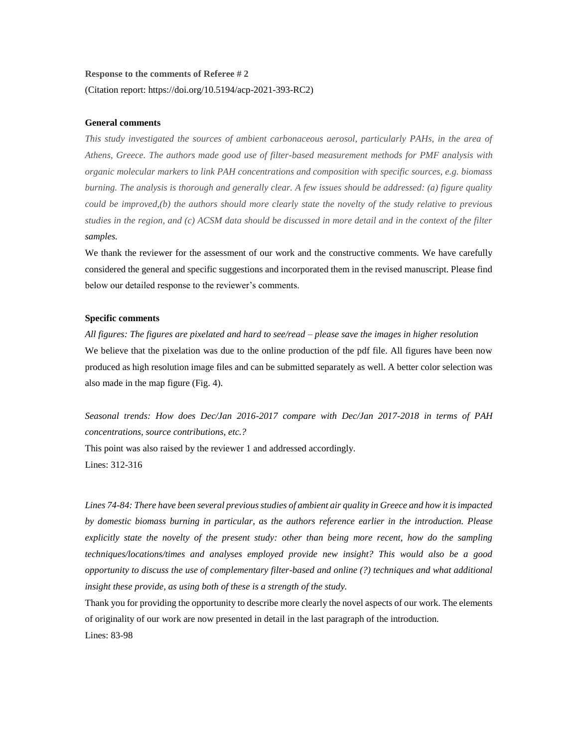**Response to the comments of Referee # 2**

(Citation report: https://doi.org/10.5194/acp-2021-393-RC2)

**General comments**

*This study investigated the sources of ambient carbonaceous aerosol, particularly PAHs, in the area of Athens, Greece. The authors made good use of filter-based measurement methods for PMF analysis with organic molecular markers to link PAH concentrations and composition with specific sources, e.g. biomass burning. The analysis is thorough and generally clear. A few issues should be addressed: (a) figure quality could be improved,(b) the authors should more clearly state the novelty of the study relative to previous studies in the region, and (c) ACSM data should be discussed in more detail and in the context of the filter samples.*

We thank the reviewer for the assessment of our work and the constructive comments. We have carefully considered the general and specific suggestions and incorporated them in the revised manuscript. Please find below our detailed response to the reviewer's comments.

**Specific comments**

*All figures: The figures are pixelated and hard to see/read – please save the images in higher resolution*

We believe that the pixelation was due to the online production of the pdf file. All figures have been now produced as high resolution image files and can be submitted separately as well. A better color selection was also made in the map figure (Fig. 4).

*Seasonal trends: How does Dec/Jan 2016-2017 compare with Dec/Jan 2017-2018 in terms of PAH concentrations, source contributions, etc.?*

This point was also raised by the reviewer 1 and addressed accordingly.

Lines: 312-316

*Lines 74-84: There have been several previous studies of ambient air quality in Greece and how it is impacted by domestic biomass burning in particular, as the authors reference earlier in the introduction. Please explicitly state the novelty of the present study: other than being more recent, how do the sampling techniques/locations/times and analyses employed provide new insight? This would also be a good opportunity to discuss the use of complementary filter-based and online (?) techniques and what additional insight these provide, as using both of these is a strength of the study.*

Thank you for providing the opportunity to describe more clearly the novel aspects of our work. The elements of originality of our work are now presented in detail in the last paragraph of the introduction.

Lines: 83-98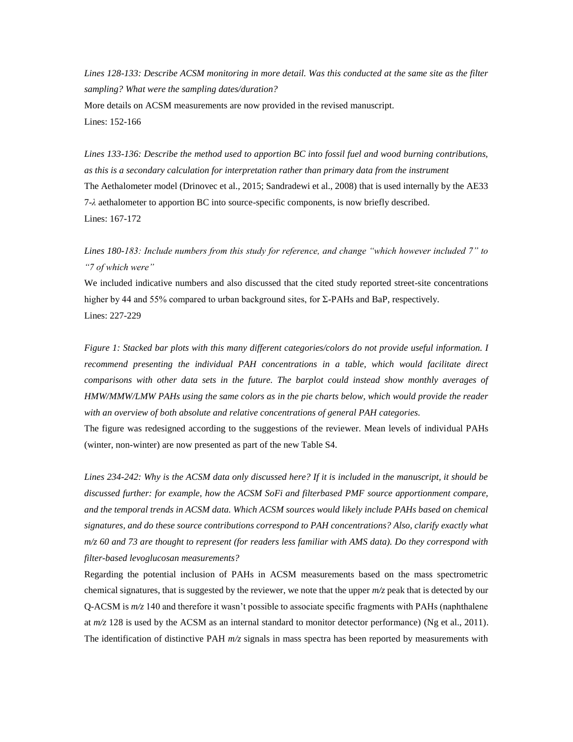*Lines 128-133: Describe ACSM monitoring in more detail. Was this conducted at the same site as the filter sampling? What were the sampling dates/duration?*

More details on ACSM measurements are now provided in the revised manuscript.

Lines: 152-166

*Lines 133-136: Describe the method used to apportion BC into fossil fuel and wood burning contributions, as this is a secondary calculation for interpretation rather than primary data from the instrument*

The Aethalometer model (Drinovec et al., 2015; Sandradewi et al., 2008) that is used internally by the AE33 7-$\lambda$ aethalometer to apportion BC into source-specific components, is now briefly described.

Lines: 167-172

*Lines 180-183: Include numbers from this study for reference, and change "which however included 7" to "7 of which were"*

We included indicative numbers and also discussed that the cited study reported street-site concentrations higher by 44 and 55% compared to urban background sites, for Σ-PAHs and BaP, respectively.

Lines: 227-229

*Figure 1: Stacked bar plots with this many different categories/colors do not provide useful information. I recommend presenting the individual PAH concentrations in a table, which would facilitate direct comparisons with other data sets in the future. The barplot could instead show monthly averages of HMW/MMW/LMW PAHs using the same colors as in the pie charts below, which would provide the reader with an overview of both absolute and relative concentrations of general PAH categories.*

The figure was redesigned according to the suggestions of the reviewer. Mean levels of individual PAHs (winter, non-winter) are now presented as part of the new Table S4.

*Lines 234-242: Why is the ACSM data only discussed here? If it is included in the manuscript, it should be discussed further: for example, how the ACSM SoFi and filterbased PMF source apportionment compare, and the temporal trends in ACSM data. Which ACSM sources would likely include PAHs based on chemical signatures, and do these source contributions correspond to PAH concentrations? Also, clarify exactly what m/z 60 and 73 are thought to represent (for readers less familiar with AMS data). Do they correspond with filter-based levoglucosan measurements?*

Regarding the potential inclusion of PAHs in ACSM measurements based on the mass spectrometric chemical signatures, that is suggested by the reviewer, we note that the upper *m/z* peak that is detected by our Q-ACSM is *m/z* 140 and therefore it wasn't possible to associate specific fragments with PAHs (naphthalene at *m/z* 128 is used by the ACSM as an internal standard to monitor detector performance) (Ng et al., 2011). The identification of distinctive PAH *m/z* signals in mass spectra has been reported by measurements with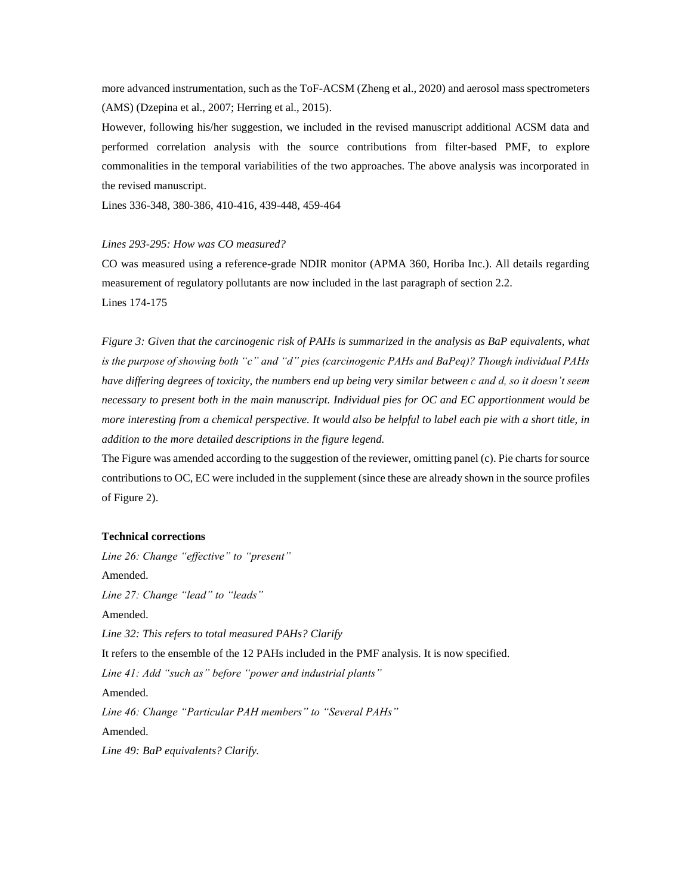more advanced instrumentation, such as the ToF-ACSM (Zheng et al., 2020) and aerosol mass spectrometers (AMS) (Dzepina et al., 2007; Herring et al., 2015).

However, following his/her suggestion, we included in the revised manuscript additional ACSM data and performed correlation analysis with the source contributions from filter-based PMF, to explore commonalities in the temporal variabilities of the two approaches. The above analysis was incorporated in the revised manuscript.

Lines 336-348, 380-386, 410-416, 439-448, 459-464

*Lines 293-295: How was CO measured?*

CO was measured using a reference-grade NDIR monitor (APMA 360, Horiba Inc.). All details regarding measurement of regulatory pollutants are now included in the last paragraph of section 2.2.

Lines 174-175

*Figure 3: Given that the carcinogenic risk of PAHs is summarized in the analysis as BaP equivalents, what is the purpose of showing both "c" and "d" pies (carcinogenic PAHs and BaPeq)? Though individual PAHs have differing degrees of toxicity, the numbers end up being very similar between c and d, so it doesn't seem necessary to present both in the main manuscript. Individual pies for OC and EC apportionment would be more interesting from a chemical perspective. It would also be helpful to label each pie with a short title, in addition to the more detailed descriptions in the figure legend.*

The Figure was amended according to the suggestion of the reviewer, omitting panel (c). Pie charts for source contributions to OC, EC were included in the supplement (since these are already shown in the source profiles of Figure 2).

**Technical corrections**

*Line 26: Change "effective" to "present"*

Amended.

*Line 27: Change "lead" to "leads"*

Amended.

*Line 32: This refers to total measured PAHs? Clarify*

It refers to the ensemble of the 12 PAHs included in the PMF analysis. It is now specified.

*Line 41: Add "such as" before "power and industrial plants"*

Amended.

*Line 46: Change "Particular PAH members" to "Several PAHs"*

Amended.

*Line 49: BaP equivalents? Clarify.*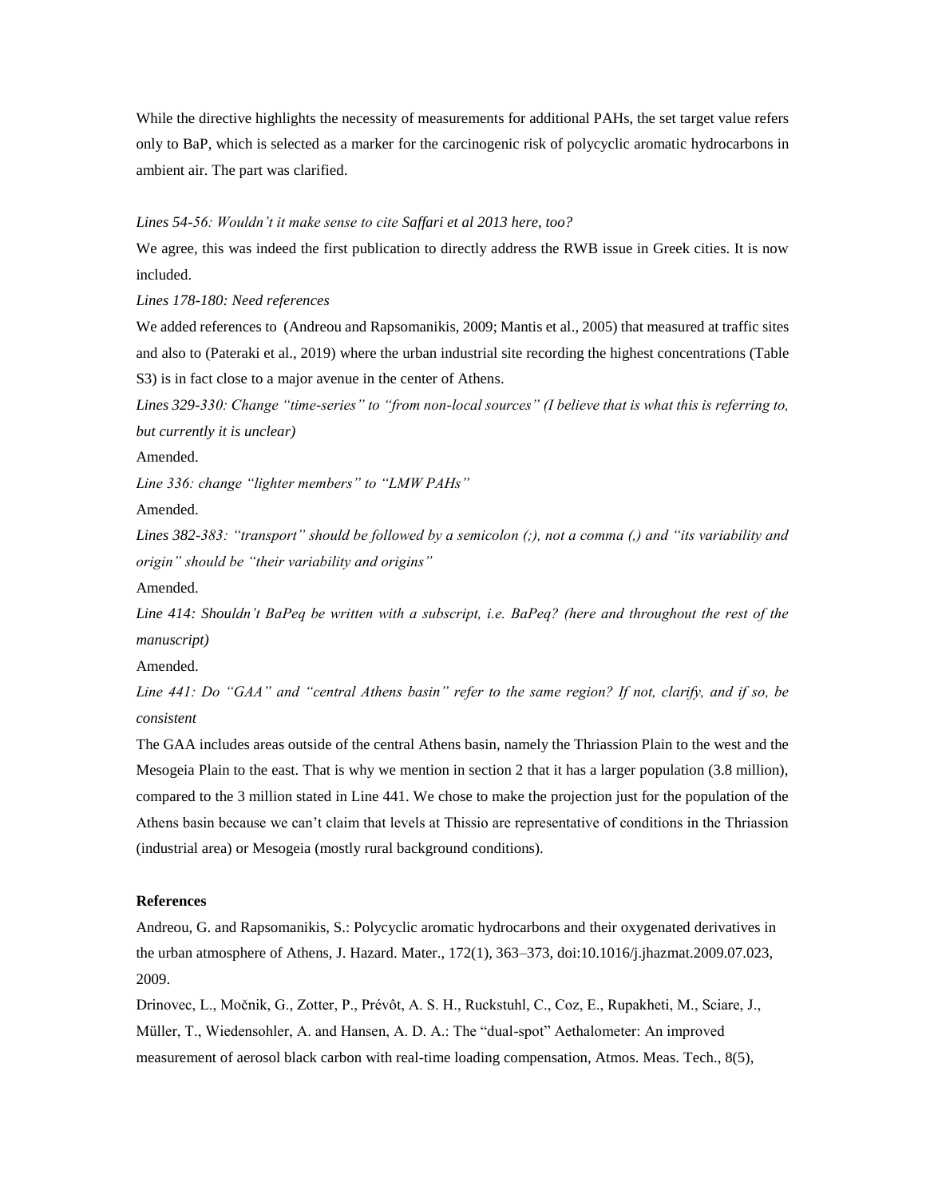While the directive highlights the necessity of measurements for additional PAHs, the set target value refers only to BaP, which is selected as a marker for the carcinogenic risk of polycyclic aromatic hydrocarbons in ambient air. The part was clarified.

*Lines 54-56: Wouldn't it make sense to cite Saffari et al 2013 here, too?*

We agree, this was indeed the first publication to directly address the RWB issue in Greek cities. It is now included.

*Lines 178-180: Need references*

We added references to (Andreou and Rapsomanikis, 2009; Mantis et al., 2005) that measured at traffic sites and also to (Pateraki et al., 2019) where the urban industrial site recording the highest concentrations (Table S3) is in fact close to a major avenue in the center of Athens.

*Lines 329-330: Change "time-series" to "from non-local sources" (I believe that is what this is referring to, but currently it is unclear)*

Amended.

*Line 336: change "lighter members" to "LMW PAHs"*

Amended.

*Lines 382-383: "transport" should be followed by a semicolon (;), not a comma (,) and "its variability and origin" should be "their variability and origins"*

Amended.

*Line 414: Shouldn't BaPeq be written with a subscript, i.e. $BaP_{eq}$? (here and throughout the rest of the manuscript)*

Amended.

*Line 441: Do "GAA" and "central Athens basin" refer to the same region? If not, clarify, and if so, be consistent*

The GAA includes areas outside of the central Athens basin, namely the Thriassion Plain to the west and the Mesogeia Plain to the east. That is why we mention in section 2 that it has a larger population (3.8 million), compared to the 3 million stated in Line 441. We chose to make the projection just for the population of the Athens basin because we can't claim that levels at Thissio are representative of conditions in the Thriassion (industrial area) or Mesogeia (mostly rural background conditions).

**References**

Andreou, G. and Rapsomanikis, S.: Polycyclic aromatic hydrocarbons and their oxygenated derivatives in the urban atmosphere of Athens, J. Hazard. Mater., 172(1), 363–373, doi:10.1016/j.jhazmat.2009.07.023, 2009.

Drinovec, L., Močnik, G., Zotter, P., Prévôt, A. S. H., Ruckstuhl, C., Coz, E., Rupakheti, M., Sciare, J., Müller, T., Wiedensohler, A. and Hansen, A. D. A.: The "dual-spot" Aethalometer: An improved measurement of aerosol black carbon with real-time loading compensation, Atmos. Meas. Tech., 8(5),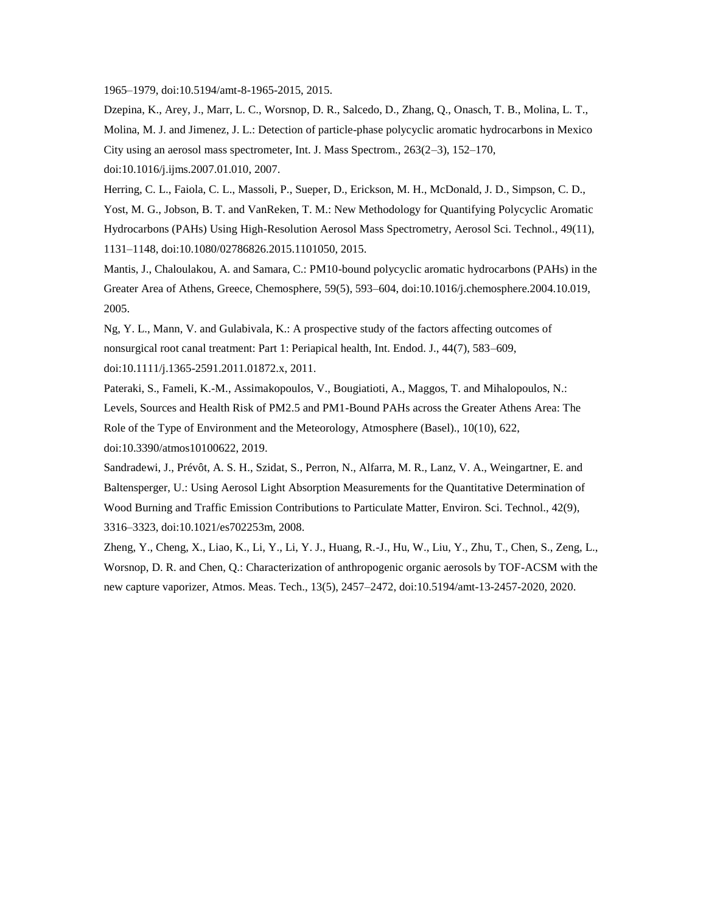1965–1979, doi:10.5194/amt-8-1965-2015, 2015.

Dzepina, K., Arey, J., Marr, L. C., Worsnop, D. R., Salcedo, D., Zhang, Q., Onasch, T. B., Molina, L. T., Molina, M. J. and Jimenez, J. L.: Detection of particle-phase polycyclic aromatic hydrocarbons in Mexico City using an aerosol mass spectrometer, Int. J. Mass Spectrom., 263(2–3), 152–170, doi:10.1016/j.ijms.2007.01.010, 2007.

Herring, C. L., Faiola, C. L., Massoli, P., Sueper, D., Erickson, M. H., McDonald, J. D., Simpson, C. D., Yost, M. G., Jobson, B. T. and VanReken, T. M.: New Methodology for Quantifying Polycyclic Aromatic Hydrocarbons (PAHs) Using High-Resolution Aerosol Mass Spectrometry, Aerosol Sci. Technol., 49(11), 1131–1148, doi:10.1080/02786826.2015.1101050, 2015.

Mantis, J., Chaloulakou, A. and Samara, C.: PM10-bound polycyclic aromatic hydrocarbons (PAHs) in the Greater Area of Athens, Greece, Chemosphere, 59(5), 593–604, doi:10.1016/j.chemosphere.2004.10.019, 2005.

Ng, Y. L., Mann, V. and Gulabivala, K.: A prospective study of the factors affecting outcomes of nonsurgical root canal treatment: Part 1: Periapical health, Int. Endod. J., 44(7), 583–609, doi:10.1111/j.1365-2591.2011.01872.x, 2011.

Pateraki, S., Fameli, K.-M., Assimakopoulos, V., Bougiatioti, A., Maggos, T. and Mihalopoulos, N.: Levels, Sources and Health Risk of PM2.5 and PM1-Bound PAHs across the Greater Athens Area: The Role of the Type of Environment and the Meteorology, Atmosphere (Basel)., 10(10), 622, doi:10.3390/atmos10100622, 2019.

Sandradewi, J., Prévôt, A. S. H., Szidat, S., Perron, N., Alfarra, M. R., Lanz, V. A., Weingartner, E. and Baltensperger, U.: Using Aerosol Light Absorption Measurements for the Quantitative Determination of Wood Burning and Traffic Emission Contributions to Particulate Matter, Environ. Sci. Technol., 42(9), 3316–3323, doi:10.1021/es702253m, 2008.

Zheng, Y., Cheng, X., Liao, K., Li, Y., Li, Y. J., Huang, R.-J., Hu, W., Liu, Y., Zhu, T., Chen, S., Zeng, L., Worsnop, D. R. and Chen, Q.: Characterization of anthropogenic organic aerosols by TOF-ACSM with the new capture vaporizer, Atmos. Meas. Tech., 13(5), 2457–2472, doi:10.5194/amt-13-2457-2020, 2020.